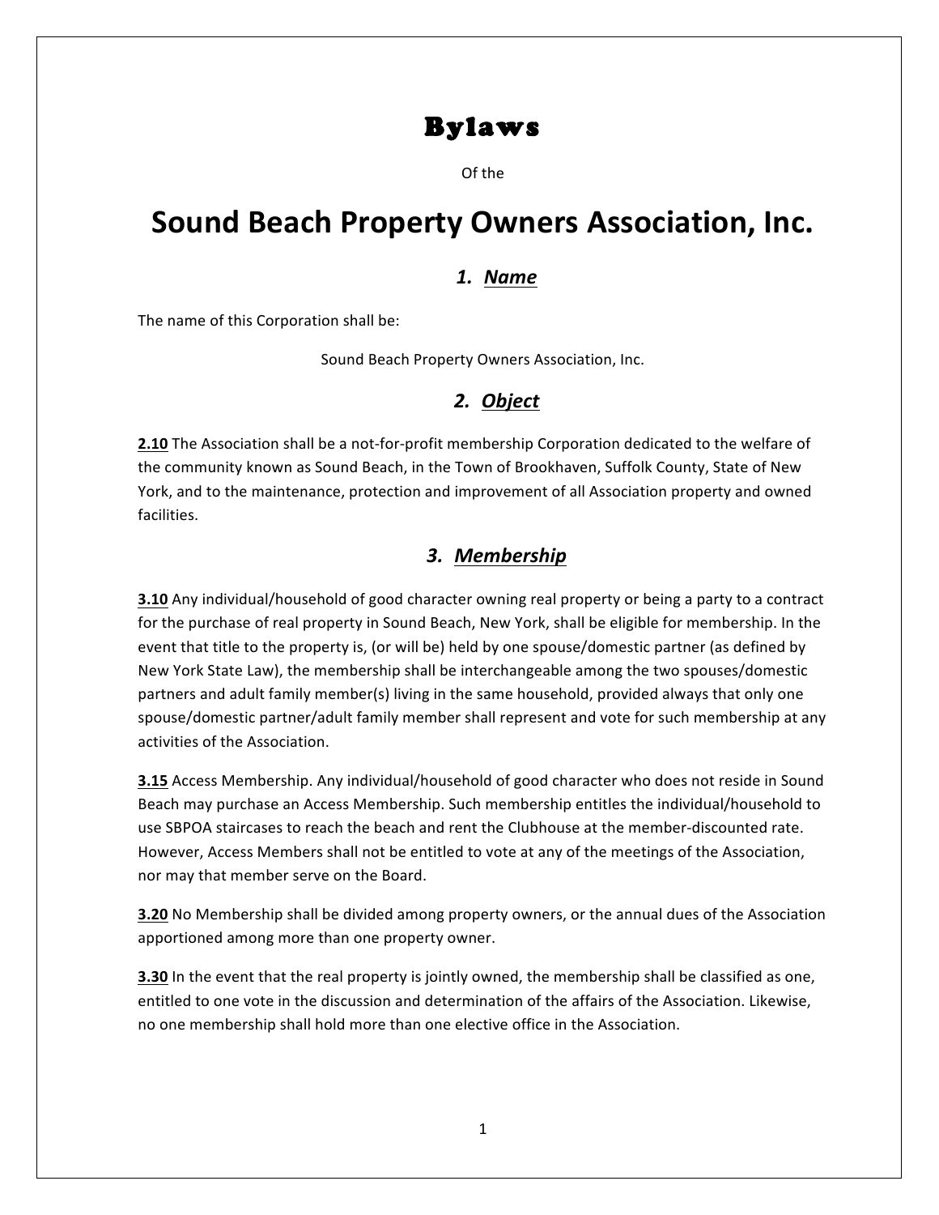# Bylaws

Of the

# Sound Beach Property Owners Association, Inc.

## *1. Name*

The name of this Corporation shall be:

Sound Beach Property Owners Association, Inc.

## *2. Object*

**2.10** The Association shall be a not-for-profit membership Corporation dedicated to the welfare of the community known as Sound Beach, in the Town of Brookhaven, Suffolk County, State of New York, and to the maintenance, protection and improvement of all Association property and owned facilities.

## *3. Membership*

**3.10** Any individual/household of good character owning real property or being a party to a contract for the purchase of real property in Sound Beach, New York, shall be eligible for membership. In the event that title to the property is, (or will be) held by one spouse/domestic partner (as defined by New York State Law), the membership shall be interchangeable among the two spouses/domestic partners and adult family member(s) living in the same household, provided always that only one spouse/domestic partner/adult family member shall represent and vote for such membership at any activities of the Association.

**3.15** Access Membership. Any individual/household of good character who does not reside in Sound Beach may purchase an Access Membership. Such membership entitles the individual/household to use SBPOA staircases to reach the beach and rent the Clubhouse at the member-discounted rate. However, Access Members shall not be entitled to vote at any of the meetings of the Association, nor may that member serve on the Board.

**3.20** No Membership shall be divided among property owners, or the annual dues of the Association apportioned among more than one property owner.

**3.30** In the event that the real property is jointly owned, the membership shall be classified as one, entitled to one vote in the discussion and determination of the affairs of the Association. Likewise, no one membership shall hold more than one elective office in the Association.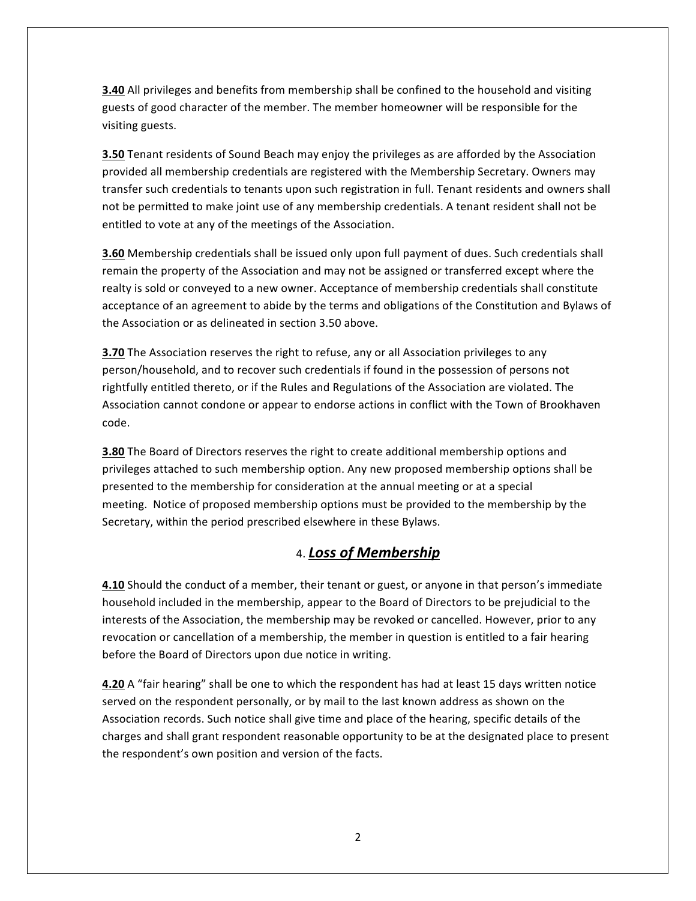**3.40** All privileges and benefits from membership shall be confined to the household and visiting guests of good character of the member. The member homeowner will be responsible for the visiting guests.

**3.50** Tenant residents of Sound Beach may enjoy the privileges as are afforded by the Association provided all membership credentials are registered with the Membership Secretary. Owners may transfer such credentials to tenants upon such registration in full. Tenant residents and owners shall not be permitted to make joint use of any membership credentials. A tenant resident shall not be entitled to vote at any of the meetings of the Association.

**3.60** Membership credentials shall be issued only upon full payment of dues. Such credentials shall remain the property of the Association and may not be assigned or transferred except where the realty is sold or conveyed to a new owner. Acceptance of membership credentials shall constitute acceptance of an agreement to abide by the terms and obligations of the Constitution and Bylaws of the Association or as delineated in section 3.50 above.

**3.70** The Association reserves the right to refuse, any or all Association privileges to any person/household, and to recover such credentials if found in the possession of persons not rightfully entitled thereto, or if the Rules and Regulations of the Association are violated. The Association cannot condone or appear to endorse actions in conflict with the Town of Brookhaven code.

**3.80** The Board of Directors reserves the right to create additional membership options and privileges attached to such membership option. Any new proposed membership options shall be presented to the membership for consideration at the annual meeting or at a special meeting. Notice of proposed membership options must be provided to the membership by the Secretary, within the period prescribed elsewhere in these Bylaws.

## 4. ***Loss of Membership***

**4.10** Should the conduct of a member, their tenant or guest, or anyone in that person's immediate household included in the membership, appear to the Board of Directors to be prejudicial to the interests of the Association, the membership may be revoked or cancelled. However, prior to any revocation or cancellation of a membership, the member in question is entitled to a fair hearing before the Board of Directors upon due notice in writing.

**4.20** A "fair hearing" shall be one to which the respondent has had at least 15 days written notice served on the respondent personally, or by mail to the last known address as shown on the Association records. Such notice shall give time and place of the hearing, specific details of the charges and shall grant respondent reasonable opportunity to be at the designated place to present the respondent's own position and version of the facts.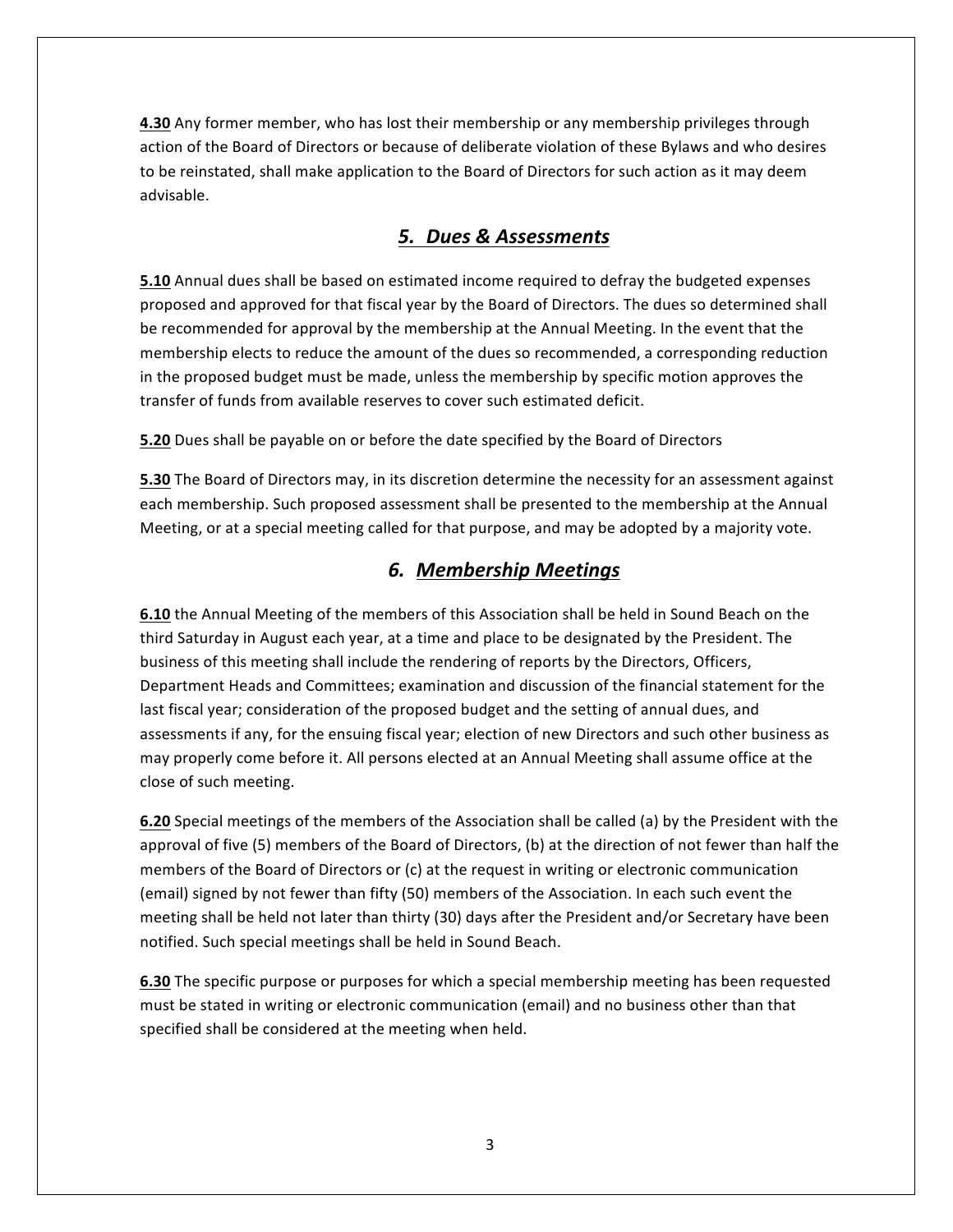**4.30** Any former member, who has lost their membership or any membership privileges through action of the Board of Directors or because of deliberate violation of these Bylaws and who desires to be reinstated, shall make application to the Board of Directors for such action as it may deem advisable.

## *5. Dues & Assessments*

**5.10** Annual dues shall be based on estimated income required to defray the budgeted expenses proposed and approved for that fiscal year by the Board of Directors. The dues so determined shall be recommended for approval by the membership at the Annual Meeting. In the event that the membership elects to reduce the amount of the dues so recommended, a corresponding reduction in the proposed budget must be made, unless the membership by specific motion approves the transfer of funds from available reserves to cover such estimated deficit.

**5.20** Dues shall be payable on or before the date specified by the Board of Directors

**5.30** The Board of Directors may, in its discretion determine the necessity for an assessment against each membership. Such proposed assessment shall be presented to the membership at the Annual Meeting, or at a special meeting called for that purpose, and may be adopted by a majority vote.

## *6. Membership Meetings*

**6.10** the Annual Meeting of the members of this Association shall be held in Sound Beach on the third Saturday in August each year, at a time and place to be designated by the President. The business of this meeting shall include the rendering of reports by the Directors, Officers, Department Heads and Committees; examination and discussion of the financial statement for the last fiscal year; consideration of the proposed budget and the setting of annual dues, and assessments if any, for the ensuing fiscal year; election of new Directors and such other business as may properly come before it. All persons elected at an Annual Meeting shall assume office at the close of such meeting.

**6.20** Special meetings of the members of the Association shall be called (a) by the President with the approval of five (5) members of the Board of Directors, (b) at the direction of not fewer than half the members of the Board of Directors or (c) at the request in writing or electronic communication (email) signed by not fewer than fifty (50) members of the Association. In each such event the meeting shall be held not later than thirty (30) days after the President and/or Secretary have been notified. Such special meetings shall be held in Sound Beach.

**6.30** The specific purpose or purposes for which a special membership meeting has been requested must be stated in writing or electronic communication (email) and no business other than that specified shall be considered at the meeting when held.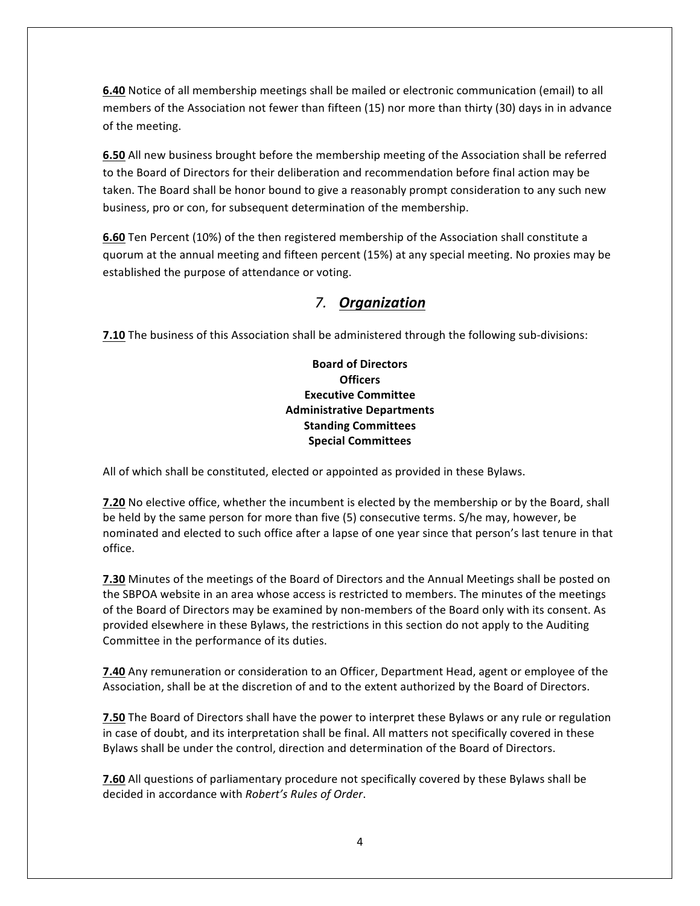**6.40** Notice of all membership meetings shall be mailed or electronic communication (email) to all members of the Association not fewer than fifteen (15) nor more than thirty (30) days in in advance of the meeting.

**6.50** All new business brought before the membership meeting of the Association shall be referred to the Board of Directors for their deliberation and recommendation before final action may be taken. The Board shall be honor bound to give a reasonably prompt consideration to any such new business, pro or con, for subsequent determination of the membership.

**6.60** Ten Percent (10%) of the then registered membership of the Association shall constitute a quorum at the annual meeting and fifteen percent (15%) at any special meeting. No proxies may be established the purpose of attendance or voting.

## *7. Organization*

**7.10** The business of this Association shall be administered through the following sub-divisions:

**Board of Directors**
**Officers**
**Executive Committee**
**Administrative Departments**
**Standing Committees**
**Special Committees**

All of which shall be constituted, elected or appointed as provided in these Bylaws.

**7.20** No elective office, whether the incumbent is elected by the membership or by the Board, shall be held by the same person for more than five (5) consecutive terms. S/he may, however, be nominated and elected to such office after a lapse of one year since that person's last tenure in that office.

**7.30** Minutes of the meetings of the Board of Directors and the Annual Meetings shall be posted on the SBPOA website in an area whose access is restricted to members. The minutes of the meetings of the Board of Directors may be examined by non-members of the Board only with its consent. As provided elsewhere in these Bylaws, the restrictions in this section do not apply to the Auditing Committee in the performance of its duties.

**7.40** Any remuneration or consideration to an Officer, Department Head, agent or employee of the Association, shall be at the discretion of and to the extent authorized by the Board of Directors.

**7.50** The Board of Directors shall have the power to interpret these Bylaws or any rule or regulation in case of doubt, and its interpretation shall be final. All matters not specifically covered in these Bylaws shall be under the control, direction and determination of the Board of Directors.

**7.60** All questions of parliamentary procedure not specifically covered by these Bylaws shall be decided in accordance with *Robert's Rules of Order*.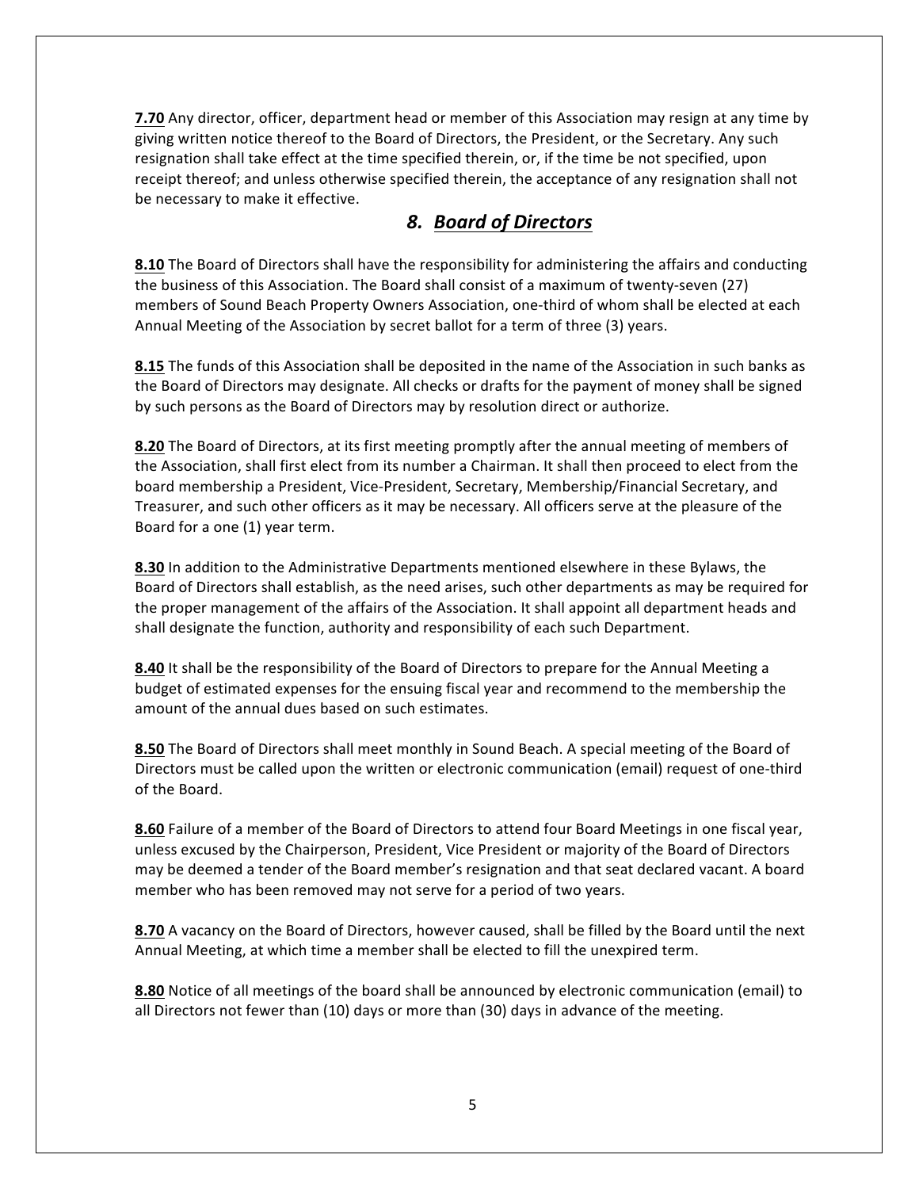**7.70** Any director, officer, department head or member of this Association may resign at any time by giving written notice thereof to the Board of Directors, the President, or the Secretary. Any such resignation shall take effect at the time specified therein, or, if the time be not specified, upon receipt thereof; and unless otherwise specified therein, the acceptance of any resignation shall not be necessary to make it effective.

## *8. Board of Directors*

**8.10** The Board of Directors shall have the responsibility for administering the affairs and conducting the business of this Association. The Board shall consist of a maximum of twenty-seven (27) members of Sound Beach Property Owners Association, one-third of whom shall be elected at each Annual Meeting of the Association by secret ballot for a term of three (3) years.

**8.15** The funds of this Association shall be deposited in the name of the Association in such banks as the Board of Directors may designate. All checks or drafts for the payment of money shall be signed by such persons as the Board of Directors may by resolution direct or authorize.

**8.20** The Board of Directors, at its first meeting promptly after the annual meeting of members of the Association, shall first elect from its number a Chairman. It shall then proceed to elect from the board membership a President, Vice-President, Secretary, Membership/Financial Secretary, and Treasurer, and such other officers as it may be necessary. All officers serve at the pleasure of the Board for a one (1) year term.

**8.30** In addition to the Administrative Departments mentioned elsewhere in these Bylaws, the Board of Directors shall establish, as the need arises, such other departments as may be required for the proper management of the affairs of the Association. It shall appoint all department heads and shall designate the function, authority and responsibility of each such Department.

**8.40** It shall be the responsibility of the Board of Directors to prepare for the Annual Meeting a budget of estimated expenses for the ensuing fiscal year and recommend to the membership the amount of the annual dues based on such estimates.

**8.50** The Board of Directors shall meet monthly in Sound Beach. A special meeting of the Board of Directors must be called upon the written or electronic communication (email) request of one-third of the Board.

**8.60** Failure of a member of the Board of Directors to attend four Board Meetings in one fiscal year, unless excused by the Chairperson, President, Vice President or majority of the Board of Directors may be deemed a tender of the Board member's resignation and that seat declared vacant. A board member who has been removed may not serve for a period of two years.

**8.70** A vacancy on the Board of Directors, however caused, shall be filled by the Board until the next Annual Meeting, at which time a member shall be elected to fill the unexpired term.

**8.80** Notice of all meetings of the board shall be announced by electronic communication (email) to all Directors not fewer than (10) days or more than (30) days in advance of the meeting.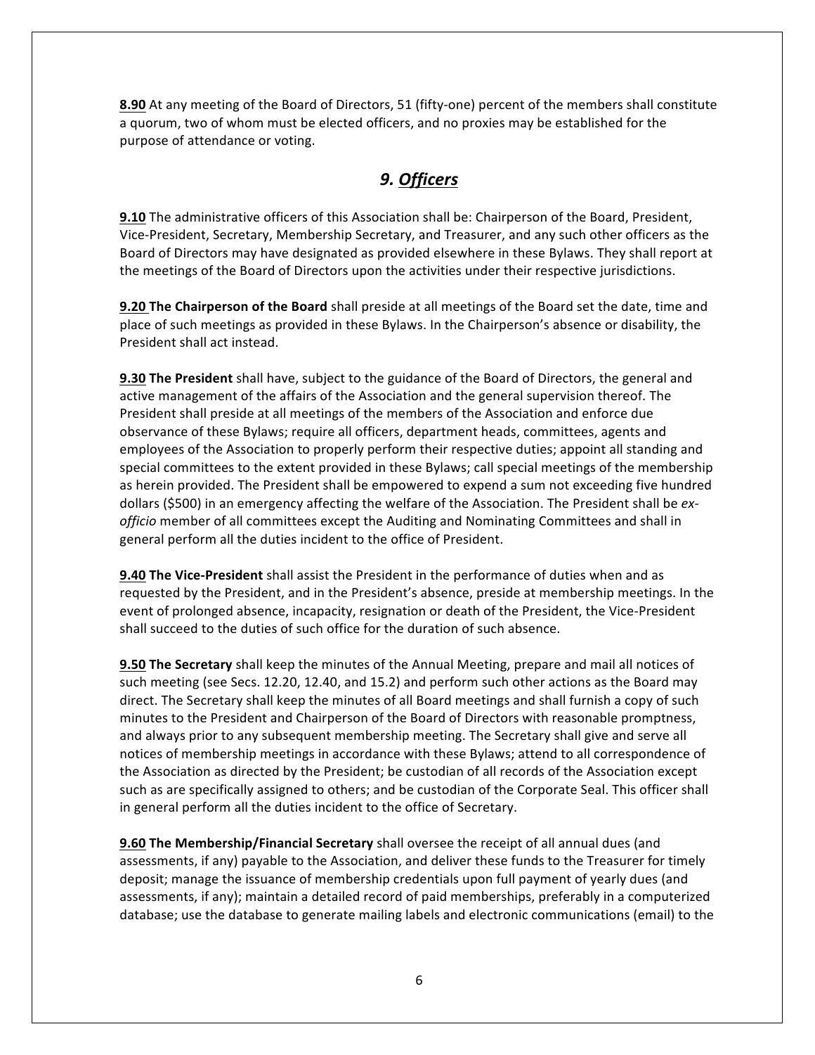**8.90** At any meeting of the Board of Directors, 51 (fifty-one) percent of the members shall constitute a quorum, two of whom must be elected officers, and no proxies may be established for the purpose of attendance or voting.

## *9. Officers*

**9.10** The administrative officers of this Association shall be: Chairperson of the Board, President, Vice-President, Secretary, Membership Secretary, and Treasurer, and any such other officers as the Board of Directors may have designated as provided elsewhere in these Bylaws. They shall report at the meetings of the Board of Directors upon the activities under their respective jurisdictions.

**9.20 The Chairperson of the Board** shall preside at all meetings of the Board set the date, time and place of such meetings as provided in these Bylaws. In the Chairperson's absence or disability, the President shall act instead.

**9.30 The President** shall have, subject to the guidance of the Board of Directors, the general and active management of the affairs of the Association and the general supervision thereof. The President shall preside at all meetings of the members of the Association and enforce due observance of these Bylaws; require all officers, department heads, committees, agents and employees of the Association to properly perform their respective duties; appoint all standing and special committees to the extent provided in these Bylaws; call special meetings of the membership as herein provided. The President shall be empowered to expend a sum not exceeding five hundred dollars ($500) in an emergency affecting the welfare of the Association. The President shall be *ex-officio* member of all committees except the Auditing and Nominating Committees and shall in general perform all the duties incident to the office of President.

**9.40 The Vice-President** shall assist the President in the performance of duties when and as requested by the President, and in the President's absence, preside at membership meetings. In the event of prolonged absence, incapacity, resignation or death of the President, the Vice-President shall succeed to the duties of such office for the duration of such absence.

**9.50 The Secretary** shall keep the minutes of the Annual Meeting, prepare and mail all notices of such meeting (see Secs. 12.20, 12.40, and 15.2) and perform such other actions as the Board may direct. The Secretary shall keep the minutes of all Board meetings and shall furnish a copy of such minutes to the President and Chairperson of the Board of Directors with reasonable promptness, and always prior to any subsequent membership meeting. The Secretary shall give and serve all notices of membership meetings in accordance with these Bylaws; attend to all correspondence of the Association as directed by the President; be custodian of all records of the Association except such as are specifically assigned to others; and be custodian of the Corporate Seal. This officer shall in general perform all the duties incident to the office of Secretary.

**9.60 The Membership/Financial Secretary** shall oversee the receipt of all annual dues (and assessments, if any) payable to the Association, and deliver these funds to the Treasurer for timely deposit; manage the issuance of membership credentials upon full payment of yearly dues (and assessments, if any); maintain a detailed record of paid memberships, preferably in a computerized database; use the database to generate mailing labels and electronic communications (email) to the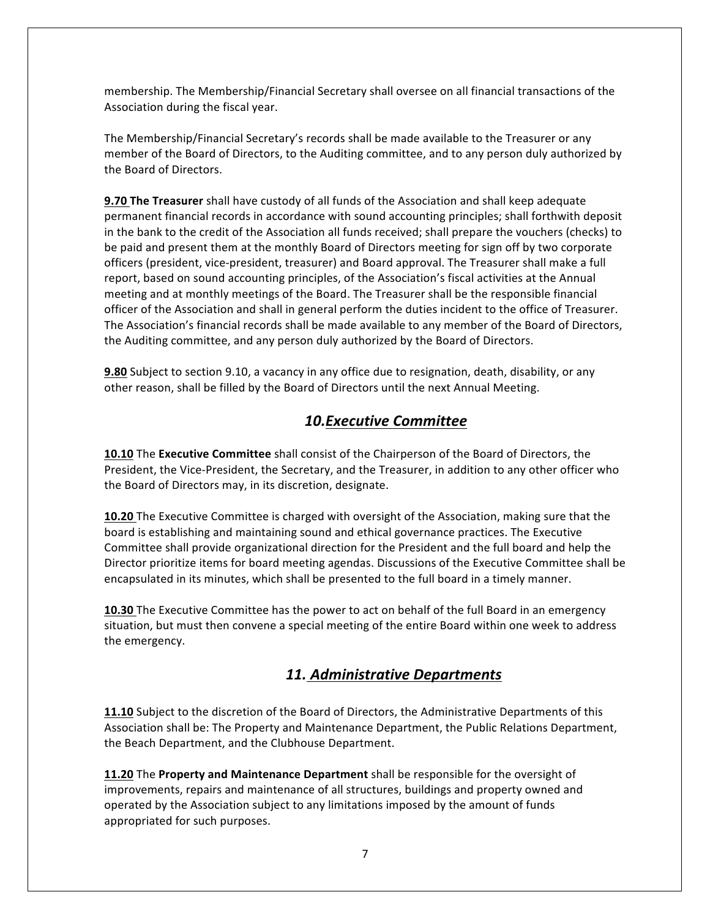membership. The Membership/Financial Secretary shall oversee on all financial transactions of the Association during the fiscal year.

The Membership/Financial Secretary's records shall be made available to the Treasurer or any member of the Board of Directors, to the Auditing committee, and to any person duly authorized by the Board of Directors.

**9.70 The Treasurer** shall have custody of all funds of the Association and shall keep adequate permanent financial records in accordance with sound accounting principles; shall forthwith deposit in the bank to the credit of the Association all funds received; shall prepare the vouchers (checks) to be paid and present them at the monthly Board of Directors meeting for sign off by two corporate officers (president, vice-president, treasurer) and Board approval. The Treasurer shall make a full report, based on sound accounting principles, of the Association's fiscal activities at the Annual meeting and at monthly meetings of the Board. The Treasurer shall be the responsible financial officer of the Association and shall in general perform the duties incident to the office of Treasurer. The Association's financial records shall be made available to any member of the Board of Directors, the Auditing committee, and any person duly authorized by the Board of Directors.

**9.80** Subject to section 9.10, a vacancy in any office due to resignation, death, disability, or any other reason, shall be filled by the Board of Directors until the next Annual Meeting.

## *10.Executive Committee*

**10.10** The **Executive Committee** shall consist of the Chairperson of the Board of Directors, the President, the Vice-President, the Secretary, and the Treasurer, in addition to any other officer who the Board of Directors may, in its discretion, designate.

**10.20** The Executive Committee is charged with oversight of the Association, making sure that the board is establishing and maintaining sound and ethical governance practices. The Executive Committee shall provide organizational direction for the President and the full board and help the Director prioritize items for board meeting agendas. Discussions of the Executive Committee shall be encapsulated in its minutes, which shall be presented to the full board in a timely manner.

**10.30** The Executive Committee has the power to act on behalf of the full Board in an emergency situation, but must then convene a special meeting of the entire Board within one week to address the emergency.

## *11. Administrative Departments*

**11.10** Subject to the discretion of the Board of Directors, the Administrative Departments of this Association shall be: The Property and Maintenance Department, the Public Relations Department, the Beach Department, and the Clubhouse Department.

**11.20** The **Property and Maintenance Department** shall be responsible for the oversight of improvements, repairs and maintenance of all structures, buildings and property owned and operated by the Association subject to any limitations imposed by the amount of funds appropriated for such purposes.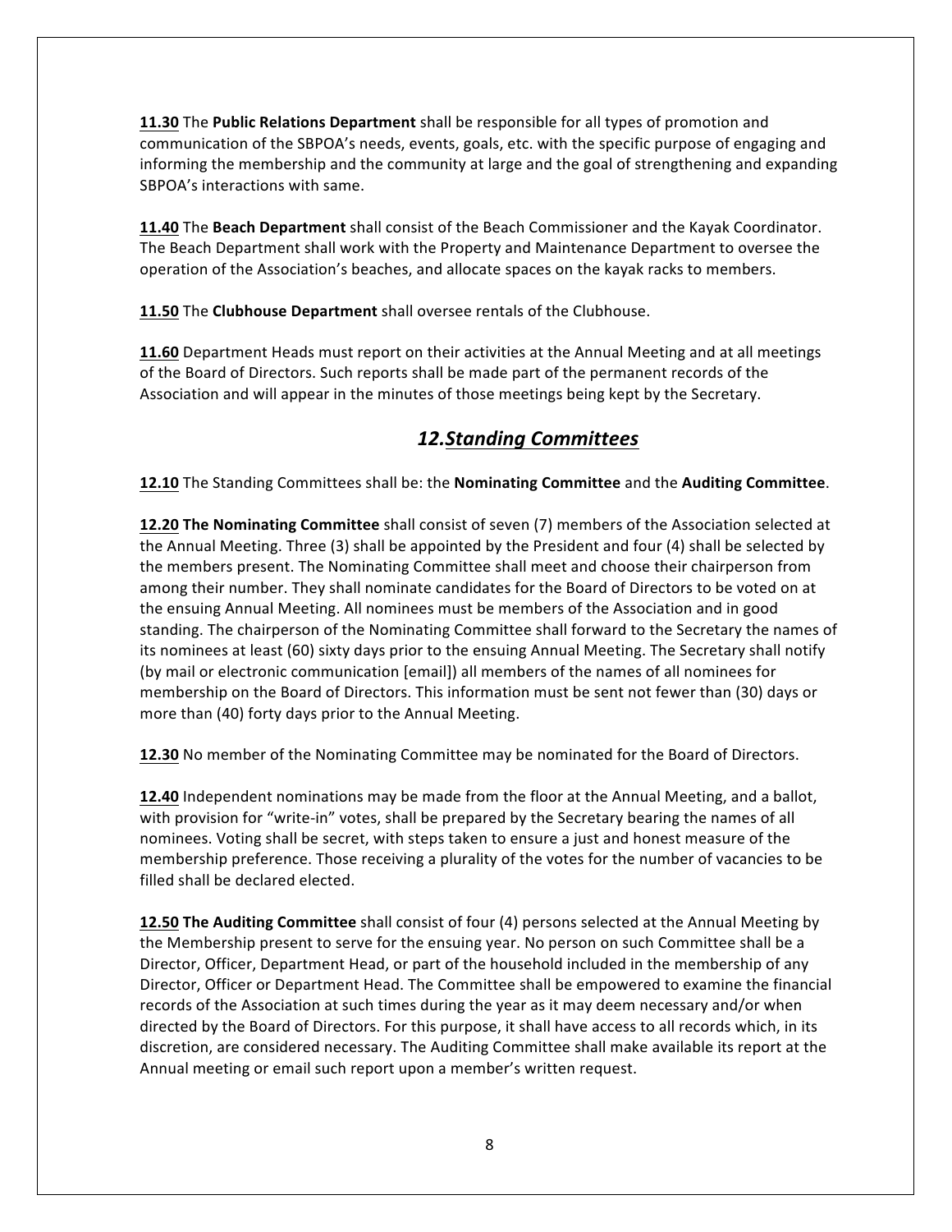**11.30** The **Public Relations Department** shall be responsible for all types of promotion and communication of the SBPOA's needs, events, goals, etc. with the specific purpose of engaging and informing the membership and the community at large and the goal of strengthening and expanding SBPOA's interactions with same.

**11.40** The **Beach Department** shall consist of the Beach Commissioner and the Kayak Coordinator. The Beach Department shall work with the Property and Maintenance Department to oversee the operation of the Association's beaches, and allocate spaces on the kayak racks to members.

**11.50** The **Clubhouse Department** shall oversee rentals of the Clubhouse.

**11.60** Department Heads must report on their activities at the Annual Meeting and at all meetings of the Board of Directors. Such reports shall be made part of the permanent records of the Association and will appear in the minutes of those meetings being kept by the Secretary.

## *12. Standing Committees*

**12.10** The Standing Committees shall be: the **Nominating Committee** and the **Auditing Committee**.

**12.20 The Nominating Committee** shall consist of seven (7) members of the Association selected at the Annual Meeting. Three (3) shall be appointed by the President and four (4) shall be selected by the members present. The Nominating Committee shall meet and choose their chairperson from among their number. They shall nominate candidates for the Board of Directors to be voted on at the ensuing Annual Meeting. All nominees must be members of the Association and in good standing. The chairperson of the Nominating Committee shall forward to the Secretary the names of its nominees at least (60) sixty days prior to the ensuing Annual Meeting. The Secretary shall notify (by mail or electronic communication [email]) all members of the names of all nominees for membership on the Board of Directors. This information must be sent not fewer than (30) days or more than (40) forty days prior to the Annual Meeting.

**12.30** No member of the Nominating Committee may be nominated for the Board of Directors.

**12.40** Independent nominations may be made from the floor at the Annual Meeting, and a ballot, with provision for "write-in" votes, shall be prepared by the Secretary bearing the names of all nominees. Voting shall be secret, with steps taken to ensure a just and honest measure of the membership preference. Those receiving a plurality of the votes for the number of vacancies to be filled shall be declared elected.

**12.50 The Auditing Committee** shall consist of four (4) persons selected at the Annual Meeting by the Membership present to serve for the ensuing year. No person on such Committee shall be a Director, Officer, Department Head, or part of the household included in the membership of any Director, Officer or Department Head. The Committee shall be empowered to examine the financial records of the Association at such times during the year as it may deem necessary and/or when directed by the Board of Directors. For this purpose, it shall have access to all records which, in its discretion, are considered necessary. The Auditing Committee shall make available its report at the Annual meeting or email such report upon a member's written request.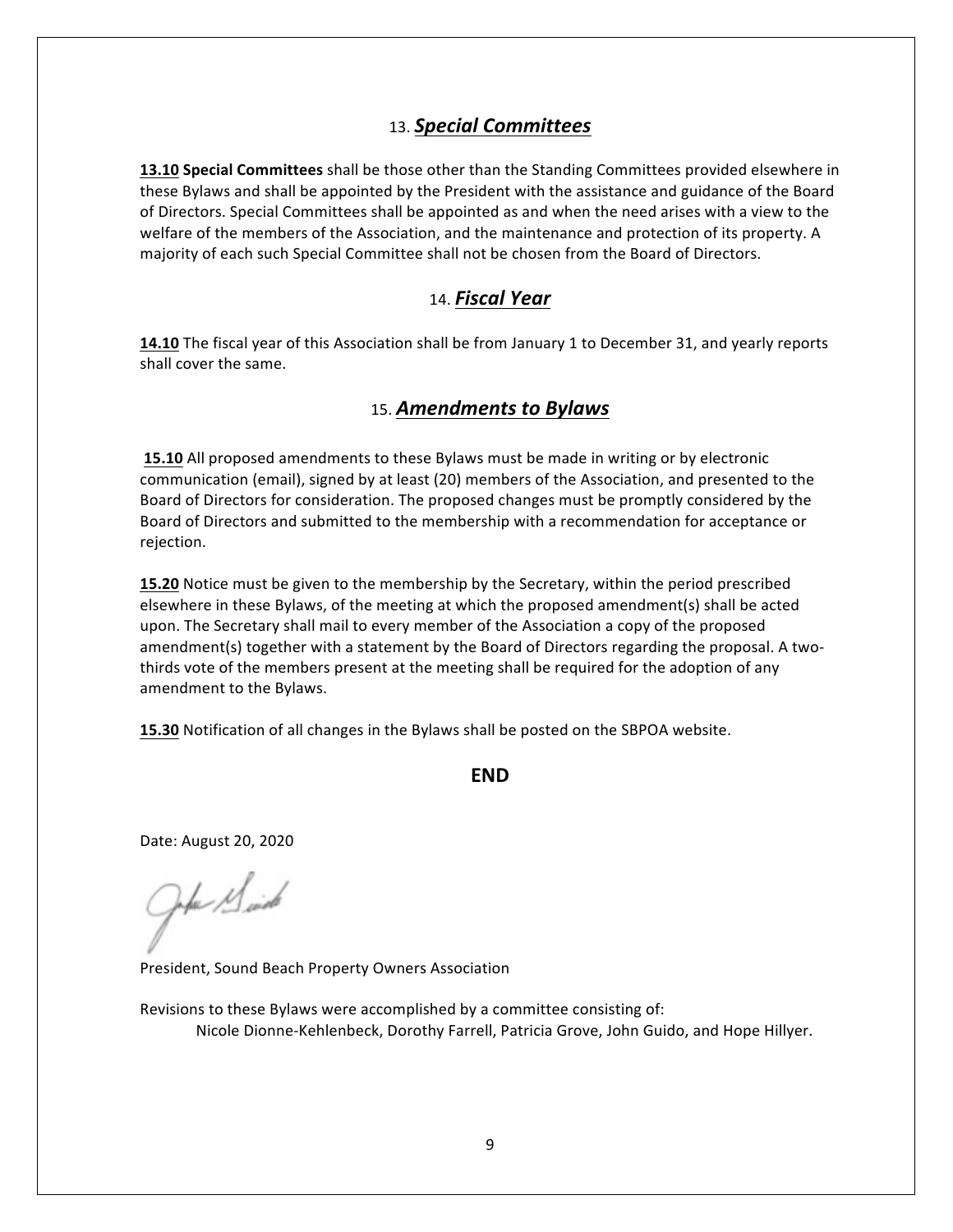## 13. ***Special Committees***

**13.10 Special Committees** shall be those other than the Standing Committees provided elsewhere in these Bylaws and shall be appointed by the President with the assistance and guidance of the Board of Directors. Special Committees shall be appointed as and when the need arises with a view to the welfare of the members of the Association, and the maintenance and protection of its property. A majority of each such Special Committee shall not be chosen from the Board of Directors.

## 14. ***Fiscal Year***

**14.10** The fiscal year of this Association shall be from January 1 to December 31, and yearly reports shall cover the same.

## 15. ***Amendments to Bylaws***

**15.10** All proposed amendments to these Bylaws must be made in writing or by electronic communication (email), signed by at least (20) members of the Association, and presented to the Board of Directors for consideration. The proposed changes must be promptly considered by the Board of Directors and submitted to the membership with a recommendation for acceptance or rejection.

**15.20** Notice must be given to the membership by the Secretary, within the period prescribed elsewhere in these Bylaws, of the meeting at which the proposed amendment(s) shall be acted upon. The Secretary shall mail to every member of the Association a copy of the proposed amendment(s) together with a statement by the Board of Directors regarding the proposal. A two-thirds vote of the members present at the meeting shall be required for the adoption of any amendment to the Bylaws.

**15.30** Notification of all changes in the Bylaws shall be posted on the SBPOA website.

**END**

Date: August 20, 2020

President, Sound Beach Property Owners Association

Revisions to these Bylaws were accomplished by a committee consisting of:
Nicole Dionne-Kehlenbeck, Dorothy Farrell, Patricia Grove, John Guido, and Hope Hillyer.